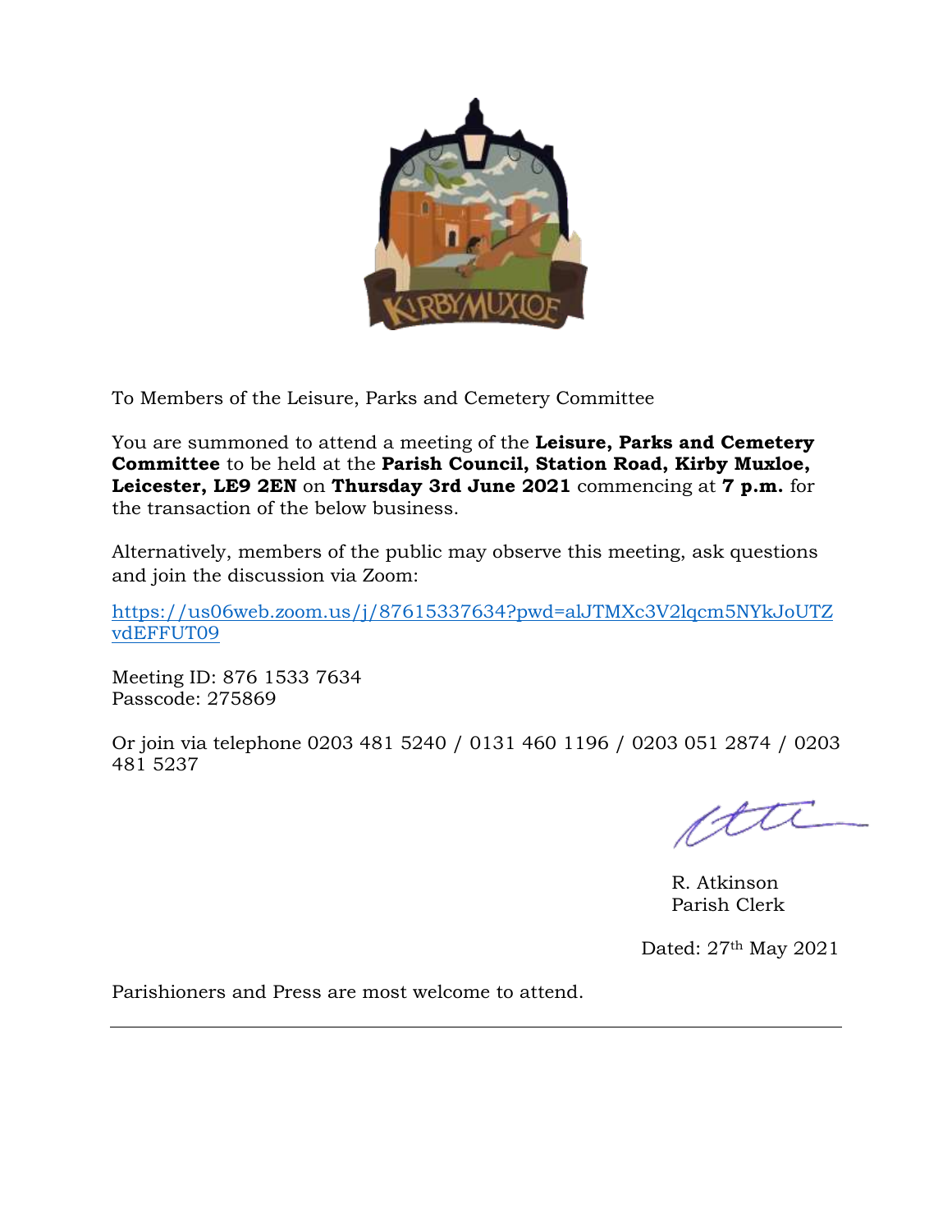To Members of the Leisure, Parks and Cemetery Committee

You are summoned to attend a meeting of the **Leisure, Parks and Cemetery Committee** to be held at the **Parish Council, Station Road, Kirby Muxloe, Leicester, LE9 2EN** on **Thursday 3rd June 2021** commencing at **7 p.m.** for the transaction of the below business.

Alternatively, members of the public may observe this meeting, ask questions and join the discussion via Zoom:

https://us06web.zoom.us/j/87615337634?pwd=alJTMXc3V2lqcm5NYkJoUTZvdEFFUT09

Meeting ID: 876 1533 7634
Passcode: 275869

Or join via telephone 0203 481 5240 / 0131 460 1196 / 0203 051 2874 / 0203 481 5237

R. Atkinson
Parish Clerk

Dated: 27th May 2021

Parishioners and Press are most welcome to attend.

---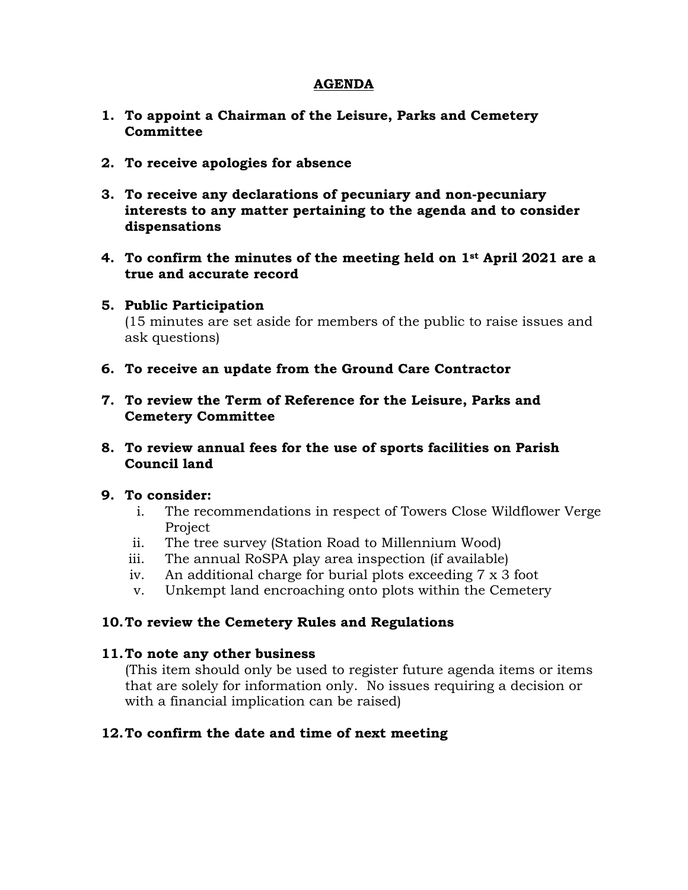# AGENDA

1. **To appoint a Chairman of the Leisure, Parks and Cemetery Committee**

2. **To receive apologies for absence**

3. **To receive any declarations of pecuniary and non-pecuniary interests to any matter pertaining to the agenda and to consider dispensations**

4. **To confirm the minutes of the meeting held on 1st April 2021 are a true and accurate record**

5. **Public Participation**
   (15 minutes are set aside for members of the public to raise issues and ask questions)

6. **To receive an update from the Ground Care Contractor**

7. **To review the Term of Reference for the Leisure, Parks and Cemetery Committee**

8. **To review annual fees for the use of sports facilities on Parish Council land**

9. **To consider:**
   i. The recommendations in respect of Towers Close Wildflower Verge Project
   ii. The tree survey (Station Road to Millennium Wood)
   iii. The annual RoSPA play area inspection (if available)
   iv. An additional charge for burial plots exceeding 7 x 3 foot
   v. Unkempt land encroaching onto plots within the Cemetery

10. **To review the Cemetery Rules and Regulations**

11. **To note any other business**
    (This item should only be used to register future agenda items or items that are solely for information only. No issues requiring a decision or with a financial implication can be raised)

12. **To confirm the date and time of next meeting**